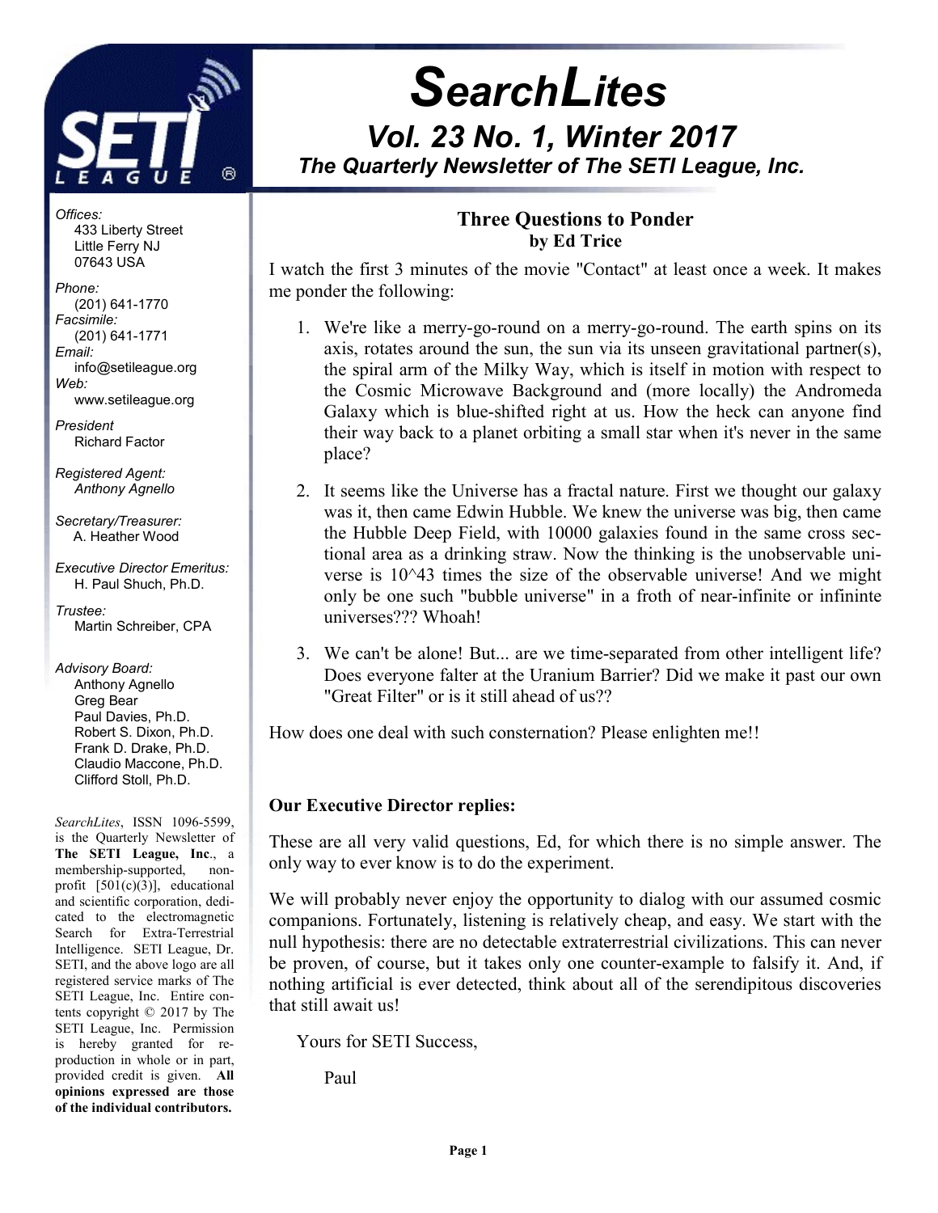# SearchLites

## Vol. 23 No. 1, Winter 2017

### The Quarterly Newsletter of The SETI League, Inc.

*Offices:*
433 Liberty Street
Little Ferry NJ
07643 USA

*Phone:*
(201) 641-1770

*Facsimile:*
(201) 641-1771

*Email:*
info@setileague.org

*Web:*
www.setileague.org

*President*
Richard Factor

*Registered Agent:*
*Anthony Agnello*

*Secretary/Treasurer:*
A. Heather Wood

*Executive Director Emeritus:*
H. Paul Shuch, Ph.D.

*Trustee:*
Martin Schreiber, CPA

*Advisory Board:*
Anthony Agnello
Greg Bear
Paul Davies, Ph.D.
Robert S. Dixon, Ph.D.
Frank D. Drake, Ph.D.
Claudio Maccone, Ph.D.
Clifford Stoll, Ph.D.

*SearchLites*, ISSN 1096-5599, is the Quarterly Newsletter of **The SETI League, Inc**., a membership-supported, non-profit [501(c)(3)], educational and scientific corporation, dedicated to the electromagnetic Search for Extra-Terrestrial Intelligence. SETI League, Dr. SETI, and the above logo are all registered service marks of The SETI League, Inc. Entire contents copyright © 2017 by The SETI League, Inc. Permission is hereby granted for reproduction in whole or in part, provided credit is given. **All opinions expressed are those of the individual contributors.**

## Three Questions to Ponder

**by Ed Trice**

I watch the first 3 minutes of the movie "Contact" at least once a week. It makes me ponder the following:

1. We're like a merry-go-round on a merry-go-round. The earth spins on its axis, rotates around the sun, the sun via its unseen gravitational partner(s), the spiral arm of the Milky Way, which is itself in motion with respect to the Cosmic Microwave Background and (more locally) the Andromeda Galaxy which is blue-shifted right at us. How the heck can anyone find their way back to a planet orbiting a small star when it's never in the same place?

2. It seems like the Universe has a fractal nature. First we thought our galaxy was it, then came Edwin Hubble. We knew the universe was big, then came the Hubble Deep Field, with 10000 galaxies found in the same cross sectional area as a drinking straw. Now the thinking is the unobservable universe is 10^43 times the size of the observable universe! And we might only be one such "bubble universe" in a froth of near-infinite or infininte universes??? Whoah!

3. We can't be alone! But... are we time-separated from other intelligent life? Does everyone falter at the Uranium Barrier? Did we make it past our own "Great Filter" or is it still ahead of us??

How does one deal with such consternation? Please enlighten me!!

**Our Executive Director replies:**

These are all very valid questions, Ed, for which there is no simple answer. The only way to ever know is to do the experiment.

We will probably never enjoy the opportunity to dialog with our assumed cosmic companions. Fortunately, listening is relatively cheap, and easy. We start with the null hypothesis: there are no detectable extraterrestrial civilizations. This can never be proven, of course, but it takes only one counter-example to falsify it. And, if nothing artificial is ever detected, think about all of the serendipitous discoveries that still await us!

Yours for SETI Success,

Paul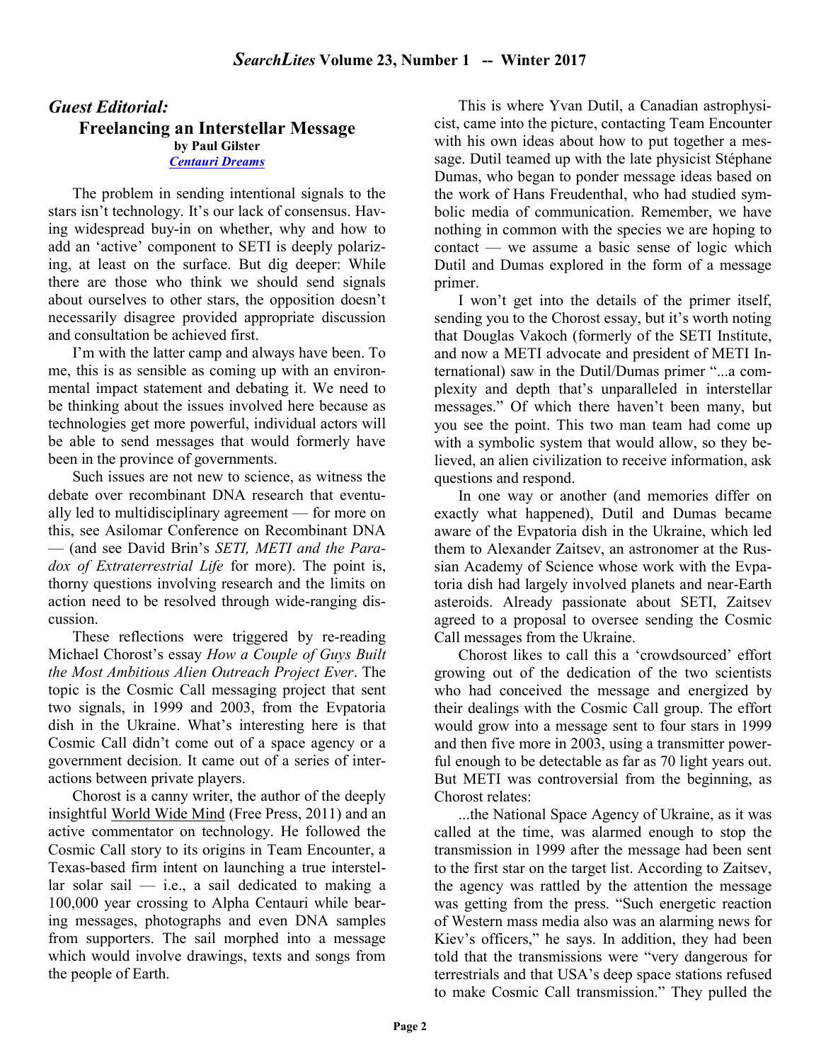## *Guest Editorial:*

### Freelancing an Interstellar Message

**by Paul Gilster**

***Centauri Dreams***

The problem in sending intentional signals to the stars isn't technology. It's our lack of consensus. Having widespread buy-in on whether, why and how to add an 'active' component to SETI is deeply polarizing, at least on the surface. But dig deeper: While there are those who think we should send signals about ourselves to other stars, the opposition doesn't necessarily disagree provided appropriate discussion and consultation be achieved first.

I'm with the latter camp and always have been. To me, this is as sensible as coming up with an environmental impact statement and debating it. We need to be thinking about the issues involved here because as technologies get more powerful, individual actors will be able to send messages that would formerly have been in the province of governments.

Such issues are not new to science, as witness the debate over recombinant DNA research that eventually led to multidisciplinary agreement — for more on this, see Asilomar Conference on Recombinant DNA — (and see David Brin's *SETI, METI and the Paradox of Extraterrestrial Life* for more). The point is, thorny questions involving research and the limits on action need to be resolved through wide-ranging discussion.

These reflections were triggered by re-reading Michael Chorost's essay *How a Couple of Guys Built the Most Ambitious Alien Outreach Project Ever*. The topic is the Cosmic Call messaging project that sent two signals, in 1999 and 2003, from the Evpatoria dish in the Ukraine. What's interesting here is that Cosmic Call didn't come out of a space agency or a government decision. It came out of a series of interactions between private players.

Chorost is a canny writer, the author of the deeply insightful World Wide Mind (Free Press, 2011) and an active commentator on technology. He followed the Cosmic Call story to its origins in Team Encounter, a Texas-based firm intent on launching a true interstellar solar sail — i.e., a sail dedicated to making a 100,000 year crossing to Alpha Centauri while bearing messages, photographs and even DNA samples from supporters. The sail morphed into a message which would involve drawings, texts and songs from the people of Earth.

This is where Yvan Dutil, a Canadian astrophysicist, came into the picture, contacting Team Encounter with his own ideas about how to put together a message. Dutil teamed up with the late physicist Stéphane Dumas, who began to ponder message ideas based on the work of Hans Freudenthal, who had studied symbolic media of communication. Remember, we have nothing in common with the species we are hoping to contact — we assume a basic sense of logic which Dutil and Dumas explored in the form of a message primer.

I won't get into the details of the primer itself, sending you to the Chorost essay, but it's worth noting that Douglas Vakoch (formerly of the SETI Institute, and now a METI advocate and president of METI International) saw in the Dutil/Dumas primer "...a complexity and depth that's unparalleled in interstellar messages." Of which there haven't been many, but you see the point. This two man team had come up with a symbolic system that would allow, so they believed, an alien civilization to receive information, ask questions and respond.

In one way or another (and memories differ on exactly what happened), Dutil and Dumas became aware of the Evpatoria dish in the Ukraine, which led them to Alexander Zaitsev, an astronomer at the Russian Academy of Science whose work with the Evpatoria dish had largely involved planets and near-Earth asteroids. Already passionate about SETI, Zaitsev agreed to a proposal to oversee sending the Cosmic Call messages from the Ukraine.

Chorost likes to call this a 'crowdsourced' effort growing out of the dedication of the two scientists who had conceived the message and energized by their dealings with the Cosmic Call group. The effort would grow into a message sent to four stars in 1999 and then five more in 2003, using a transmitter powerful enough to be detectable as far as 70 light years out. But METI was controversial from the beginning, as Chorost relates:

...the National Space Agency of Ukraine, as it was called at the time, was alarmed enough to stop the transmission in 1999 after the message had been sent to the first star on the target list. According to Zaitsev, the agency was rattled by the attention the message was getting from the press. "Such energetic reaction of Western mass media also was an alarming news for Kiev's officers," he says. In addition, they had been told that the transmissions were "very dangerous for terrestrials and that USA's deep space stations refused to make Cosmic Call transmission." They pulled the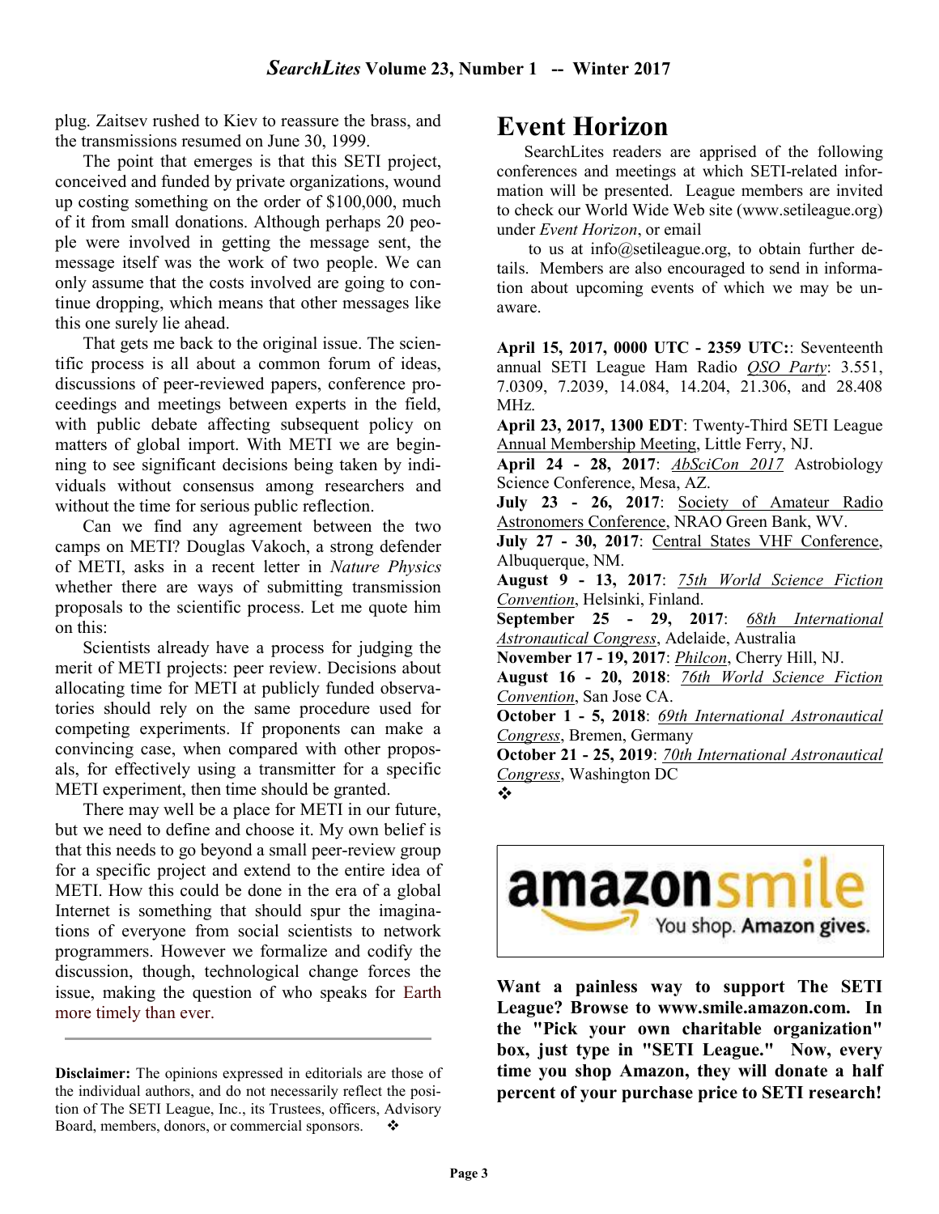plug. Zaitsev rushed to Kiev to reassure the brass, and the transmissions resumed on June 30, 1999.

The point that emerges is that this SETI project, conceived and funded by private organizations, wound up costing something on the order of $100,000, much of it from small donations. Although perhaps 20 people were involved in getting the message sent, the message itself was the work of two people. We can only assume that the costs involved are going to continue dropping, which means that other messages like this one surely lie ahead.

That gets me back to the original issue. The scientific process is all about a common forum of ideas, discussions of peer-reviewed papers, conference proceedings and meetings between experts in the field, with public debate affecting subsequent policy on matters of global import. With METI we are beginning to see significant decisions being taken by individuals without consensus among researchers and without the time for serious public reflection.

Can we find any agreement between the two camps on METI? Douglas Vakoch, a strong defender of METI, asks in a recent letter in *Nature Physics* whether there are ways of submitting transmission proposals to the scientific process. Let me quote him on this:

Scientists already have a process for judging the merit of METI projects: peer review. Decisions about allocating time for METI at publicly funded observatories should rely on the same procedure used for competing experiments. If proponents can make a convincing case, when compared with other proposals, for effectively using a transmitter for a specific METI experiment, then time should be granted.

There may well be a place for METI in our future, but we need to define and choose it. My own belief is that this needs to go beyond a small peer-review group for a specific project and extend to the entire idea of METI. How this could be done in the era of a global Internet is something that should spur the imaginations of everyone from social scientists to network programmers. However we formalize and codify the discussion, though, technological change forces the issue, making the question of who speaks for Earth more timely than ever.

---

**Disclaimer:** The opinions expressed in editorials are those of the individual authors, and do not necessarily reflect the position of The SETI League, Inc., its Trustees, officers, Advisory Board, members, donors, or commercial sponsors. ❖

# Event Horizon

SearchLites readers are apprised of the following conferences and meetings at which SETI-related information will be presented. League members are invited to check our World Wide Web site (www.setileague.org) under *Event Horizon*, or email to us at info@setileague.org, to obtain further details. Members are also encouraged to send in information about upcoming events of which we may be unaware.

**April 15, 2017, 0000 UTC - 2359 UTC:**: Seventeenth annual SETI League Ham Radio *QSO Party*: 3.551, 7.0309, 7.2039, 14.084, 14.204, 21.306, and 28.408 MHz.

**April 23, 2017, 1300 EDT**: Twenty-Third SETI League Annual Membership Meeting, Little Ferry, NJ.

**April 24 - 28, 2017**: *AbSciCon 2017* Astrobiology Science Conference, Mesa, AZ.

**July 23 - 26, 2017**: Society of Amateur Radio Astronomers Conference, NRAO Green Bank, WV.

**July 27 - 30, 2017**: Central States VHF Conference, Albuquerque, NM.

**August 9 - 13, 2017**: *75th World Science Fiction Convention*, Helsinki, Finland.

**September 25 - 29, 2017**: *68th International Astronautical Congress*, Adelaide, Australia

**November 17 - 19, 2017**: *Philcon*, Cherry Hill, NJ.

**August 16 - 20, 2018**: *76th World Science Fiction Convention*, San Jose CA.

**October 1 - 5, 2018**: *69th International Astronautical Congress*, Bremen, Germany

**October 21 - 25, 2019**: *70th International Astronautical Congress*, Washington DC

❖

amazonsmile — You shop. Amazon gives.

**Want a painless way to support The SETI League? Browse to www.smile.amazon.com. In the "Pick your own charitable organization" box, just type in "SETI League." Now, every time you shop Amazon, they will donate a half percent of your purchase price to SETI research!**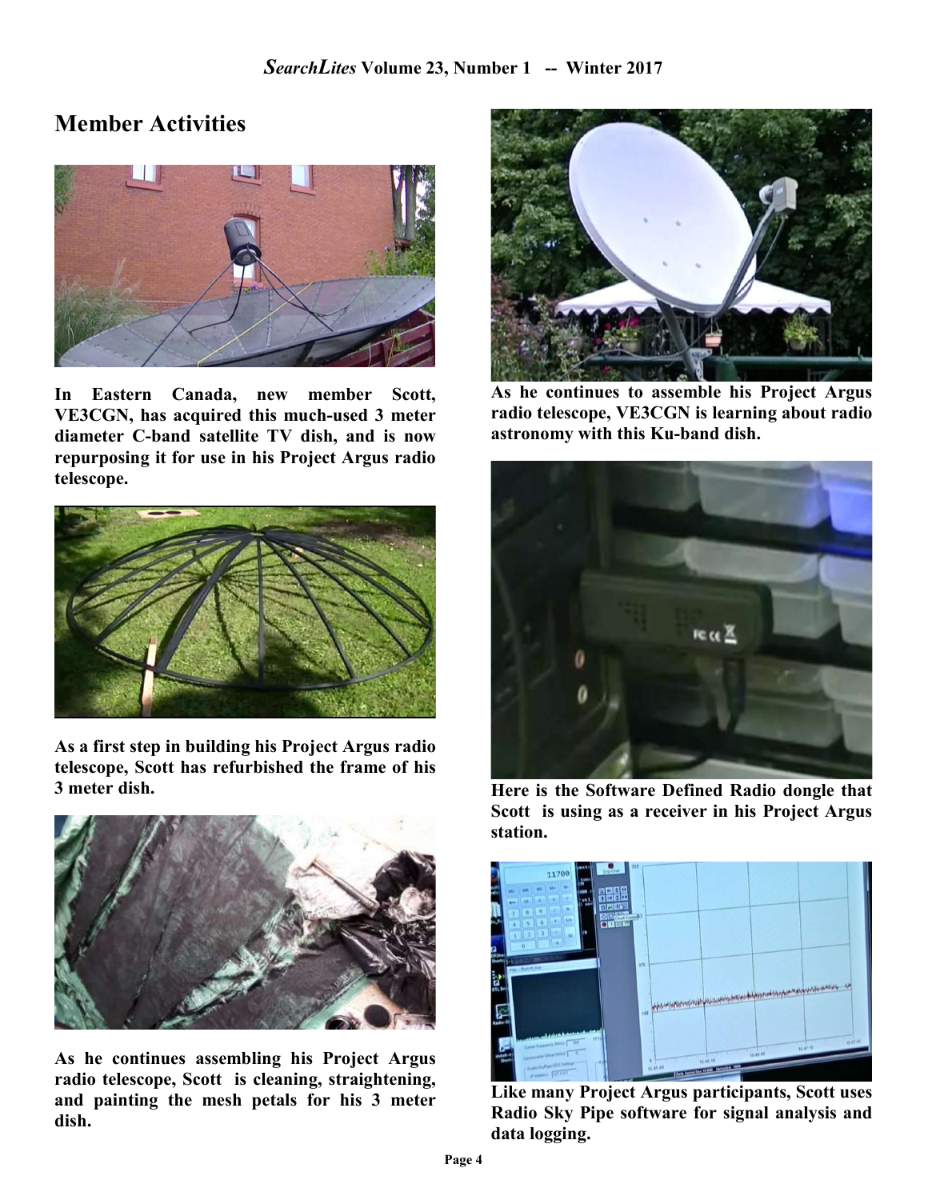## Member Activities

**In Eastern Canada, new member Scott, VE3CGN, has acquired this much-used 3 meter diameter C-band satellite TV dish, and is now repurposing it for use in his Project Argus radio telescope.**

**As a first step in building his Project Argus radio telescope, Scott has refurbished the frame of his 3 meter dish.**

**As he continues assembling his Project Argus radio telescope, Scott is cleaning, straightening, and painting the mesh petals for his 3 meter dish.**

**As he continues to assemble his Project Argus radio telescope, VE3CGN is learning about radio astronomy with this Ku-band dish.**

**Here is the Software Defined Radio dongle that Scott is using as a receiver in his Project Argus station.**

**Like many Project Argus participants, Scott uses Radio Sky Pipe software for signal analysis and data logging.**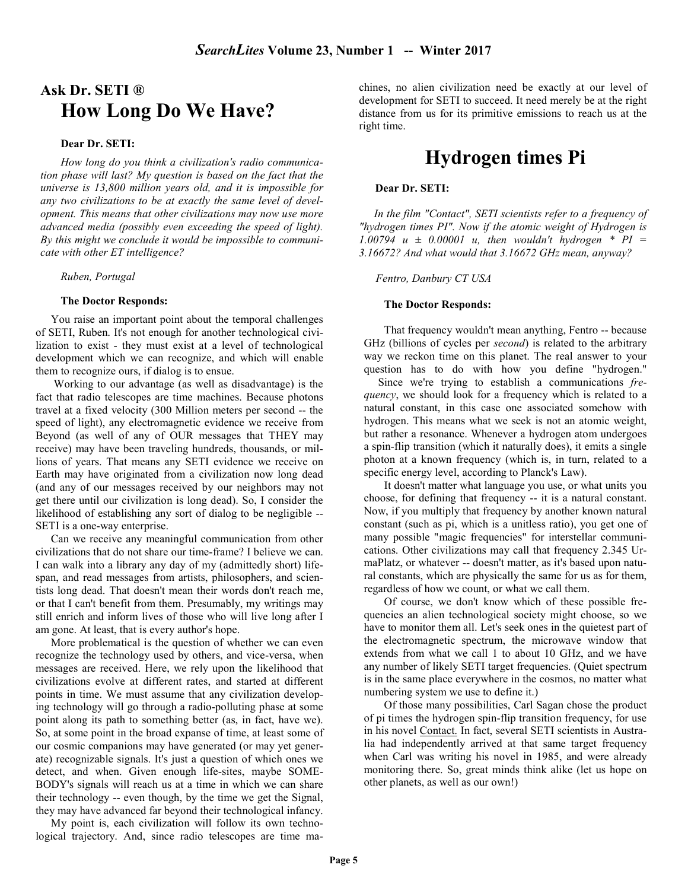## Ask Dr. SETI ®

# How Long Do We Have?

**Dear Dr. SETI:**

*How long do you think a civilization's radio communication phase will last? My question is based on the fact that the universe is 13,800 million years old, and it is impossible for any two civilizations to be at exactly the same level of development. This means that other civilizations may now use more advanced media (possibly even exceeding the speed of light). By this might we conclude it would be impossible to communicate with other ET intelligence?*

*Ruben, Portugal*

**The Doctor Responds:**

You raise an important point about the temporal challenges of SETI, Ruben. It's not enough for another technological civilization to exist - they must exist at a level of technological development which we can recognize, and which will enable them to recognize ours, if dialog is to ensue.

Working to our advantage (as well as disadvantage) is the fact that radio telescopes are time machines. Because photons travel at a fixed velocity (300 Million meters per second -- the speed of light), any electromagnetic evidence we receive from Beyond (as well as any of OUR messages that THEY may receive) may have been traveling hundreds, thousands, or millions of years. That means any SETI evidence we receive on Earth may have originated from a civilization now long dead (and any of our messages received by our neighbors may not get there until our civilization is long dead). So, I consider the likelihood of establishing any sort of dialog to be negligible -- SETI is a one-way enterprise.

Can we receive any meaningful communication from other civilizations that do not share our time-frame? I believe we can. I can walk into a library any day of my (admittedly short) lifespan, and read messages from artists, philosophers, and scientists long dead. That doesn't mean their words don't reach me, or that I can't benefit from them. Presumably, my writings may still enrich and inform lives of those who will live long after I am gone. At least, that is every author's hope.

More problematical is the question of whether we can even recognize the technology used by others, and vice-versa, when messages are received. Here, we rely upon the likelihood that civilizations evolve at different rates, and started at different points in time. We must assume that any civilization developing technology will go through a radio-polluting phase at some point along its path to something better (as, in fact, have we). So, at some point in the broad expanse of time, at least some of our cosmic companions may have generated (or may yet generate) recognizable signals. It's just a question of which ones we detect, and when. Given enough life-sites, maybe SOMEBODY's signals will reach us at a time in which we can share their technology -- even though, by the time we get the Signal, they may have advanced far beyond their technological infancy.

My point is, each civilization will follow its own technological trajectory. And, since radio telescopes are time machines, no alien civilization need be exactly at our level of development for SETI to succeed. It need merely be at the right distance from us for its primitive emissions to reach us at the right time.

# Hydrogen times Pi

**Dear Dr. SETI:**

*In the film "Contact", SETI scientists refer to a frequency of "hydrogen times PI". Now if the atomic weight of Hydrogen is 1.00794 u ± 0.00001 u, then wouldn't hydrogen * PI = 3.16672? And what would that 3.16672 GHz mean, anyway?*

*Fentro, Danbury CT USA*

**The Doctor Responds:**

That frequency wouldn't mean anything, Fentro -- because GHz (billions of cycles per *second*) is related to the arbitrary way we reckon time on this planet. The real answer to your question has to do with how you define "hydrogen."

Since we're trying to establish a communications *frequency*, we should look for a frequency which is related to a natural constant, in this case one associated somehow with hydrogen. This means what we seek is not an atomic weight, but rather a resonance. Whenever a hydrogen atom undergoes a spin-flip transition (which it naturally does), it emits a single photon at a known frequency (which is, in turn, related to a specific energy level, according to Planck's Law).

It doesn't matter what language you use, or what units you choose, for defining that frequency -- it is a natural constant. Now, if you multiply that frequency by another known natural constant (such as pi, which is a unitless ratio), you get one of many possible "magic frequencies" for interstellar communications. Other civilizations may call that frequency 2.345 UrmaPlatz, or whatever -- doesn't matter, as it's based upon natural constants, which are physically the same for us as for them, regardless of how we count, or what we call them.

Of course, we don't know which of these possible frequencies an alien technological society might choose, so we have to monitor them all. Let's seek ones in the quietest part of the electromagnetic spectrum, the microwave window that extends from what we call 1 to about 10 GHz, and we have any number of likely SETI target frequencies. (Quiet spectrum is in the same place everywhere in the cosmos, no matter what numbering system we use to define it.)

Of those many possibilities, Carl Sagan chose the product of pi times the hydrogen spin-flip transition frequency, for use in his novel Contact. In fact, several SETI scientists in Australia had independently arrived at that same target frequency when Carl was writing his novel in 1985, and were already monitoring there. So, great minds think alike (let us hope on other planets, as well as our own!)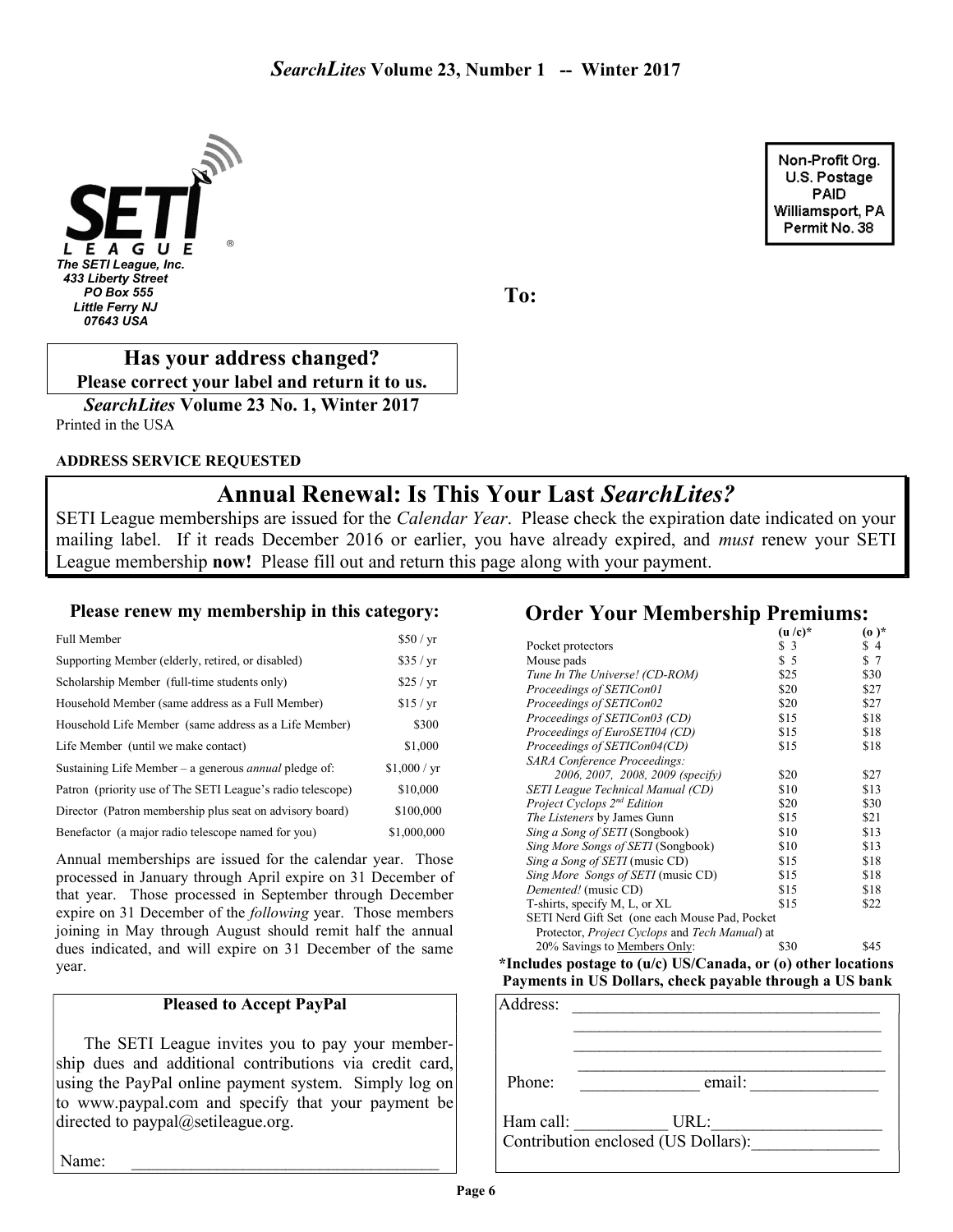The SETI League, Inc.
433 Liberty Street
PO Box 555
Little Ferry NJ
07643 USA

Non-Profit Org.
U.S. Postage
PAID
Williamsport, PA
Permit No. 38

**To:**

**Has your address changed?**
**Please correct your label and return it to us.**

***SearchLites* Volume 23 No. 1, Winter 2017**
Printed in the USA

**ADDRESS SERVICE REQUESTED**

## Annual Renewal: Is This Your Last *SearchLites?*

SETI League memberships are issued for the *Calendar Year*. Please check the expiration date indicated on your mailing label. If it reads December 2016 or earlier, you have already expired, and *must* renew your SETI League membership **now!** Please fill out and return this page along with your payment.

### Please renew my membership in this category:

| | |
|---|---|
| Full Member | $50 / yr |
| Supporting Member (elderly, retired, or disabled) | $35 / yr |
| Scholarship Member (full-time students only) | $25 / yr |
| Household Member (same address as a Full Member) | $15 / yr |
| Household Life Member (same address as a Life Member) | $300 |
| Life Member (until we make contact) | $1,000 |
| Sustaining Life Member – a generous *annual* pledge of: | $1,000 / yr |
| Patron (priority use of The SETI League's radio telescope) | $10,000 |
| Director (Patron membership plus seat on advisory board) | $100,000 |
| Benefactor (a major radio telescope named for you) | $1,000,000 |

Annual memberships are issued for the calendar year. Those processed in January through April expire on 31 December of that year. Those processed in September through December expire on 31 December of the *following* year. Those members joining in May through August should remit half the annual dues indicated, and will expire on 31 December of the same year.

**Pleased to Accept PayPal**

The SETI League invites you to pay your membership dues and additional contributions via credit card, using the PayPal online payment system. Simply log on to www.paypal.com and specify that your payment be directed to paypal@setileague.org.

Name: ____________________________________

## Order Your Membership Premiums:

| | (u /c)* | (o )* |
|---|---|---|
| Pocket protectors | $ 3 | $ 4 |
| Mouse pads | $ 5 | $ 7 |
| *Tune In The Universe! (CD-ROM)* | $25 | $30 |
| *Proceedings of SETICon01* | $20 | $27 |
| *Proceedings of SETICon02* | $20 | $27 |
| *Proceedings of SETICon03 (CD)* | $15 | $18 |
| *Proceedings of EuroSETI04 (CD)* | $15 | $18 |
| *Proceedings of SETICon04(CD)* | $15 | $18 |
| *SARA Conference Proceedings: 2006, 2007, 2008, 2009 (specify)* | $20 | $27 |
| *SETI League Technical Manual (CD)* | $10 | $13 |
| *Project Cyclops 2nd Edition* | $20 | $30 |
| *The Listeners* by James Gunn | $15 | $21 |
| *Sing a Song of SETI* (Songbook) | $10 | $13 |
| *Sing More Songs of SETI* (Songbook) | $10 | $13 |
| *Sing a Song of SETI* (music CD) | $15 | $18 |
| *Sing More Songs of SETI* (music CD) | $15 | $18 |
| *Demented!* (music CD) | $15 | $18 |
| T-shirts, specify M, L, or XL | $15 | $22 |
| SETI Nerd Gift Set (one each Mouse Pad, Pocket Protector, *Project Cyclops* and *Tech Manual*) at 20% Savings to Members Only: | $30 | $45 |

**\*Includes postage to (u/c) US/Canada, or (o) other locations**
**Payments in US Dollars, check payable through a US bank**

Address: ____________________________________
____________________________________
____________________________________
____________________________________

Phone: ______________ email: _______________

Ham call: ___________ URL: ____________________

Contribution enclosed (US Dollars): _______________